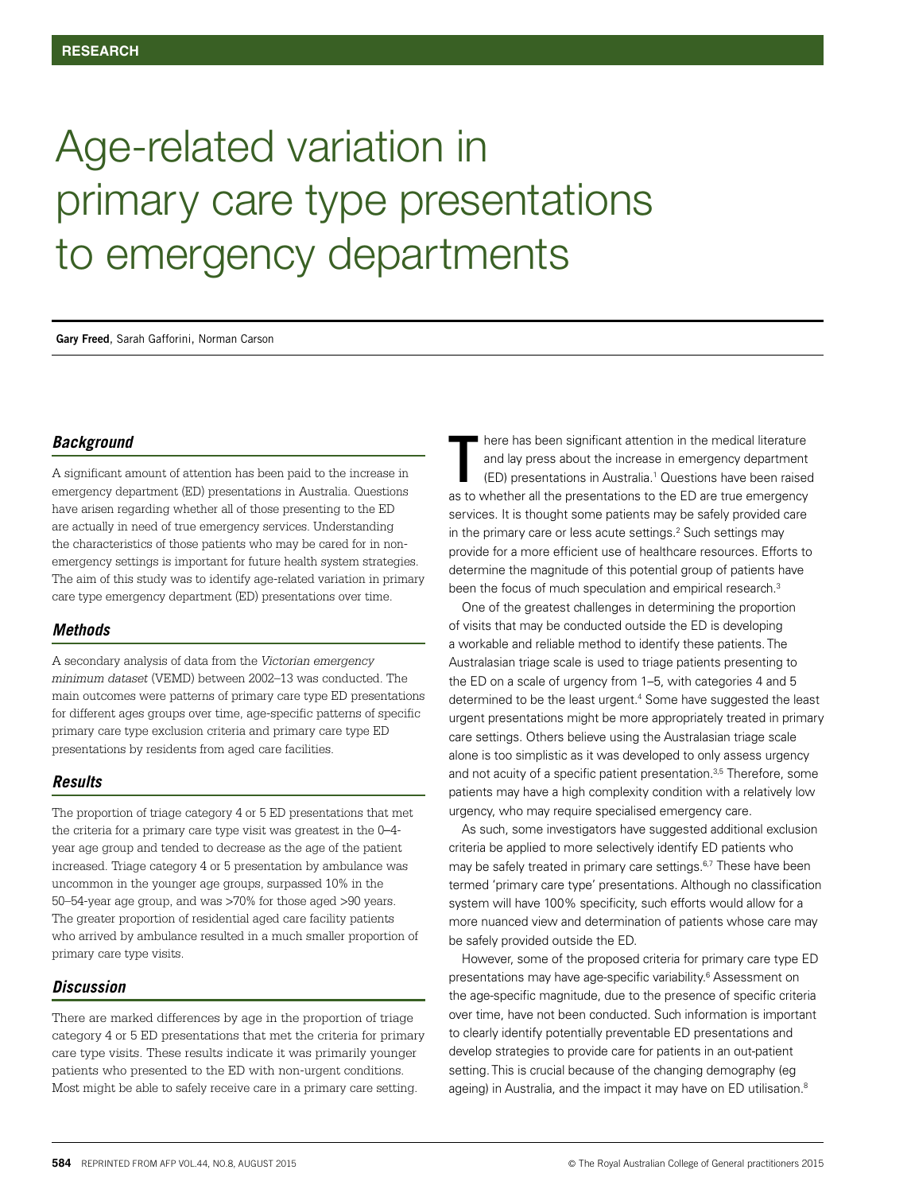RESEARCH

# Age-related variation in primary care type presentations to emergency departments

**Gary Freed**, Sarah Gafforini, Norman Carson

### *Background*

A significant amount of attention has been paid to the increase in emergency department (ED) presentations in Australia. Questions have arisen regarding whether all of those presenting to the ED are actually in need of true emergency services. Understanding the characteristics of those patients who may be cared for in non-emergency settings is important for future health system strategies. The aim of this study was to identify age-related variation in primary care type emergency department (ED) presentations over time.

### *Methods*

A secondary analysis of data from the *Victorian emergency minimum dataset* (VEMD) between 2002–13 was conducted. The main outcomes were patterns of primary care type ED presentations for different ages groups over time, age-specific patterns of specific primary care type exclusion criteria and primary care type ED presentations by residents from aged care facilities.

### *Results*

The proportion of triage category 4 or 5 ED presentations that met the criteria for a primary care type visit was greatest in the 0–4-year age group and tended to decrease as the age of the patient increased. Triage category 4 or 5 presentation by ambulance was uncommon in the younger age groups, surpassed 10% in the 50–54-year age group, and was >70% for those aged >90 years. The greater proportion of residential aged care facility patients who arrived by ambulance resulted in a much smaller proportion of primary care type visits.

### *Discussion*

There are marked differences by age in the proportion of triage category 4 or 5 ED presentations that met the criteria for primary care type visits. These results indicate it was primarily younger patients who presented to the ED with non-urgent conditions. Most might be able to safely receive care in a primary care setting.

There has been significant attention in the medical literature and lay press about the increase in emergency department (ED) presentations in Australia.[1] Questions have been raised as to whether all the presentations to the ED are true emergency services. It is thought some patients may be safely provided care in the primary care or less acute settings.[2] Such settings may provide for a more efficient use of healthcare resources. Efforts to determine the magnitude of this potential group of patients have been the focus of much speculation and empirical research.[3]

One of the greatest challenges in determining the proportion of visits that may be conducted outside the ED is developing a workable and reliable method to identify these patients. The Australasian triage scale is used to triage patients presenting to the ED on a scale of urgency from 1–5, with categories 4 and 5 determined to be the least urgent.[4] Some have suggested the least urgent presentations might be more appropriately treated in primary care settings. Others believe using the Australasian triage scale alone is too simplistic as it was developed to only assess urgency and not acuity of a specific patient presentation.[3,5] Therefore, some patients may have a high complexity condition with a relatively low urgency, who may require specialised emergency care.

As such, some investigators have suggested additional exclusion criteria be applied to more selectively identify ED patients who may be safely treated in primary care settings.[6,7] These have been termed 'primary care type' presentations. Although no classification system will have 100% specificity, such efforts would allow for a more nuanced view and determination of patients whose care may be safely provided outside the ED.

However, some of the proposed criteria for primary care type ED presentations may have age-specific variability.[6] Assessment on the age-specific magnitude, due to the presence of specific criteria over time, have not been conducted. Such information is important to clearly identify potentially preventable ED presentations and develop strategies to provide care for patients in an out-patient setting. This is crucial because of the changing demography (eg ageing) in Australia, and the impact it may have on ED utilisation.[8]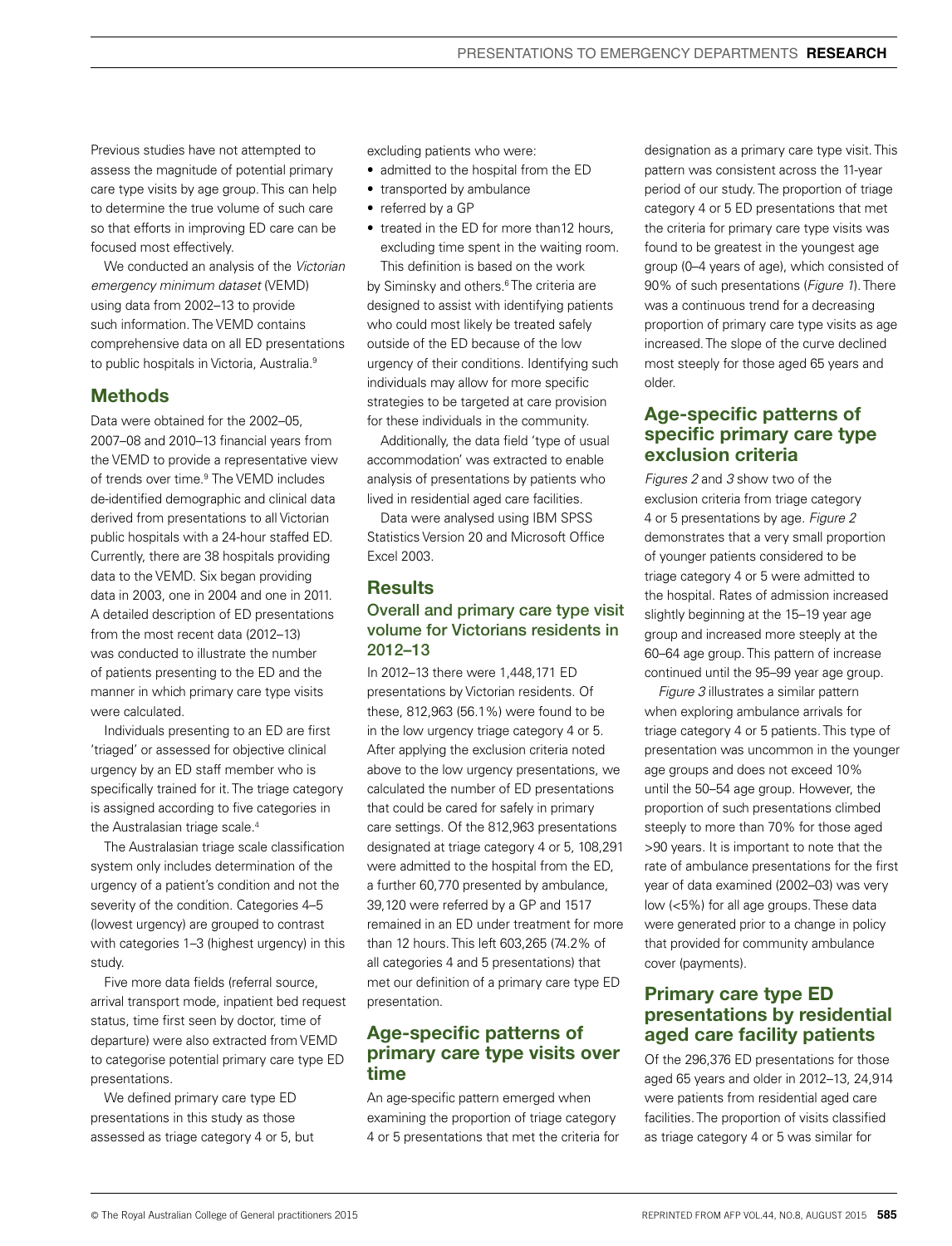Previous studies have not attempted to assess the magnitude of potential primary care type visits by age group. This can help to determine the true volume of such care so that efforts in improving ED care can be focused most effectively.

We conducted an analysis of the *Victorian emergency minimum dataset* (VEMD) using data from 2002–13 to provide such information. The VEMD contains comprehensive data on all ED presentations to public hospitals in Victoria, Australia.[9]

## Methods

Data were obtained for the 2002–05, 2007–08 and 2010–13 financial years from the VEMD to provide a representative view of trends over time.[9] The VEMD includes de-identified demographic and clinical data derived from presentations to all Victorian public hospitals with a 24-hour staffed ED. Currently, there are 38 hospitals providing data to the VEMD. Six began providing data in 2003, one in 2004 and one in 2011. A detailed description of ED presentations from the most recent data (2012–13) was conducted to illustrate the number of patients presenting to the ED and the manner in which primary care type visits were calculated.

Individuals presenting to an ED are first 'triaged' or assessed for objective clinical urgency by an ED staff member who is specifically trained for it. The triage category is assigned according to five categories in the Australasian triage scale.[4]

The Australasian triage scale classification system only includes determination of the urgency of a patient's condition and not the severity of the condition. Categories 4–5 (lowest urgency) are grouped to contrast with categories 1–3 (highest urgency) in this study.

Five more data fields (referral source, arrival transport mode, inpatient bed request status, time first seen by doctor, time of departure) were also extracted from VEMD to categorise potential primary care type ED presentations.

We defined primary care type ED presentations in this study as those assessed as triage category 4 or 5, but excluding patients who were:

- admitted to the hospital from the ED
- transported by ambulance
- referred by a GP
- treated in the ED for more than12 hours, excluding time spent in the waiting room.

This definition is based on the work by Siminsky and others.[6] The criteria are designed to assist with identifying patients who could most likely be treated safely outside of the ED because of the low urgency of their conditions. Identifying such individuals may allow for more specific strategies to be targeted at care provision for these individuals in the community.

Additionally, the data field 'type of usual accommodation' was extracted to enable analysis of presentations by patients who lived in residential aged care facilities.

Data were analysed using IBM SPSS Statistics Version 20 and Microsoft Office Excel 2003.

## Results

### Overall and primary care type visit volume for Victorians residents in 2012–13

In 2012–13 there were 1,448,171 ED presentations by Victorian residents. Of these, 812,963 (56.1%) were found to be in the low urgency triage category 4 or 5. After applying the exclusion criteria noted above to the low urgency presentations, we calculated the number of ED presentations that could be cared for safely in primary care settings. Of the 812,963 presentations designated at triage category 4 or 5, 108,291 were admitted to the hospital from the ED, a further 60,770 presented by ambulance, 39,120 were referred by a GP and 1517 remained in an ED under treatment for more than 12 hours. This left 603,265 (74.2% of all categories 4 and 5 presentations) that met our definition of a primary care type ED presentation.

## Age-specific patterns of primary care type visits over time

An age-specific pattern emerged when examining the proportion of triage category 4 or 5 presentations that met the criteria for designation as a primary care type visit. This pattern was consistent across the 11-year period of our study. The proportion of triage category 4 or 5 ED presentations that met the criteria for primary care type visits was found to be greatest in the youngest age group (0–4 years of age), which consisted of 90% of such presentations (*Figure 1*). There was a continuous trend for a decreasing proportion of primary care type visits as age increased. The slope of the curve declined most steeply for those aged 65 years and older.

## Age-specific patterns of specific primary care type exclusion criteria

*Figures 2* and *3* show two of the exclusion criteria from triage category 4 or 5 presentations by age. *Figure 2* demonstrates that a very small proportion of younger patients considered to be triage category 4 or 5 were admitted to the hospital. Rates of admission increased slightly beginning at the 15–19 year age group and increased more steeply at the 60–64 age group. This pattern of increase continued until the 95–99 year age group.

*Figure 3* illustrates a similar pattern when exploring ambulance arrivals for triage category 4 or 5 patients. This type of presentation was uncommon in the younger age groups and does not exceed 10% until the 50–54 age group. However, the proportion of such presentations climbed steeply to more than 70% for those aged >90 years. It is important to note that the rate of ambulance presentations for the first year of data examined (2002–03) was very low (<5%) for all age groups. These data were generated prior to a change in policy that provided for community ambulance cover (payments).

## Primary care type ED presentations by residential aged care facility patients

Of the 296,376 ED presentations for those aged 65 years and older in 2012–13, 24,914 were patients from residential aged care facilities. The proportion of visits classified as triage category 4 or 5 was similar for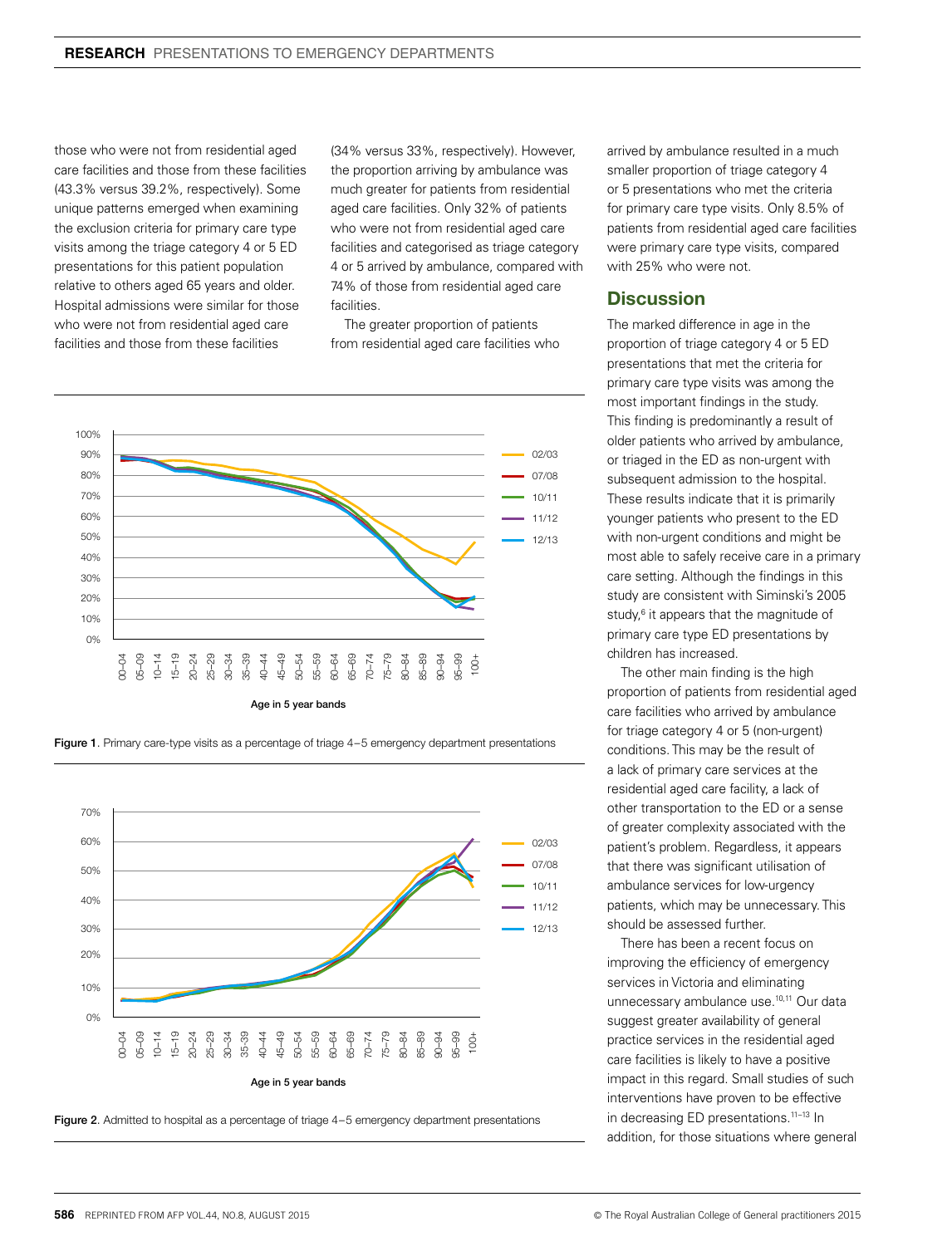those who were not from residential aged care facilities and those from these facilities (43.3% versus 39.2%, respectively). Some unique patterns emerged when examining the exclusion criteria for primary care type visits among the triage category 4 or 5 ED presentations for this patient population relative to others aged 65 years and older. Hospital admissions were similar for those who were not from residential aged care facilities and those from these facilities (34% versus 33%, respectively). However, the proportion arriving by ambulance was much greater for patients from residential aged care facilities. Only 32% of patients who were not from residential aged care facilities and categorised as triage category 4 or 5 arrived by ambulance, compared with 74% of those from residential aged care facilities.

The greater proportion of patients from residential aged care facilities who arrived by ambulance resulted in a much smaller proportion of triage category 4 or 5 presentations who met the criteria for primary care type visits. Only 8.5% of patients from residential aged care facilities were primary care type visits, compared with 25% who were not.

Figure 1. Primary care-type visits as a percentage of triage 4–5 emergency department presentations

Figure 2. Admitted to hospital as a percentage of triage 4–5 emergency department presentations

## Discussion

The marked difference in age in the proportion of triage category 4 or 5 ED presentations that met the criteria for primary care type visits was among the most important findings in the study. This finding is predominantly a result of older patients who arrived by ambulance, or triaged in the ED as non-urgent with subsequent admission to the hospital. These results indicate that it is primarily younger patients who present to the ED with non-urgent conditions and might be most able to safely receive care in a primary care setting. Although the findings in this study are consistent with Siminski's 2005 study,[6] it appears that the magnitude of primary care type ED presentations by children has increased.

The other main finding is the high proportion of patients from residential aged care facilities who arrived by ambulance for triage category 4 or 5 (non-urgent) conditions. This may be the result of a lack of primary care services at the residential aged care facility, a lack of other transportation to the ED or a sense of greater complexity associated with the patient's problem. Regardless, it appears that there was significant utilisation of ambulance services for low-urgency patients, which may be unnecessary. This should be assessed further.

There has been a recent focus on improving the efficiency of emergency services in Victoria and eliminating unnecessary ambulance use.[10,11] Our data suggest greater availability of general practice services in the residential aged care facilities is likely to have a positive impact in this regard. Small studies of such interventions have proven to be effective in decreasing ED presentations.[11–13] In addition, for those situations where general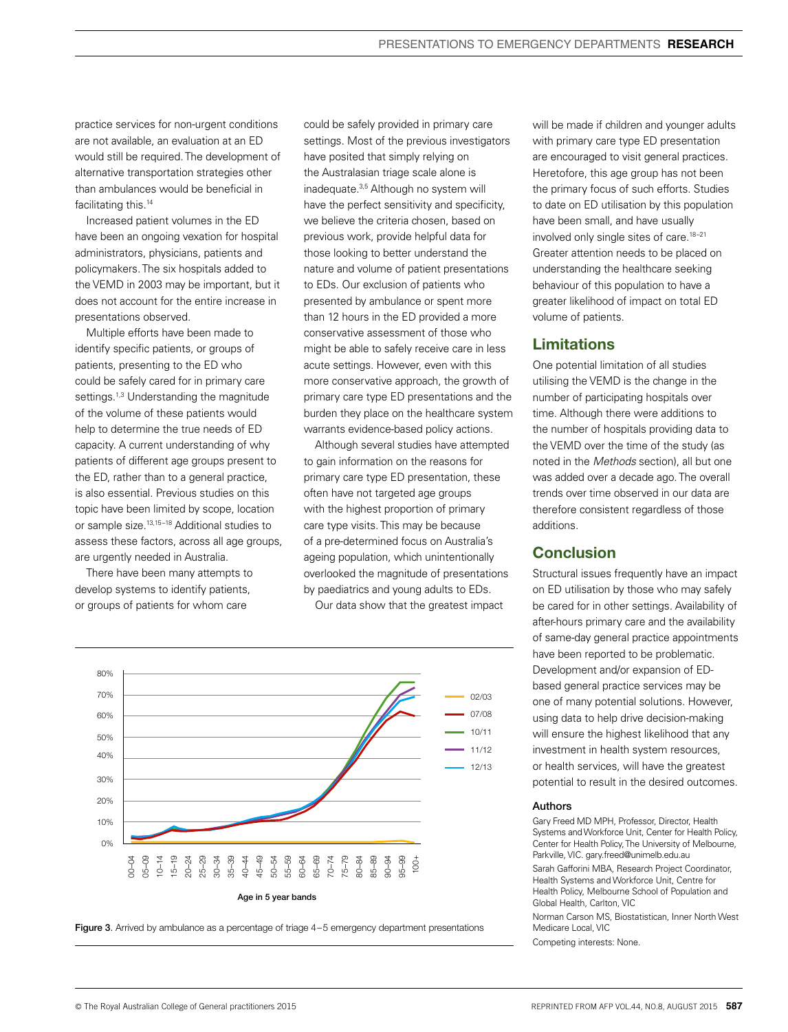practice services for non-urgent conditions are not available, an evaluation at an ED would still be required. The development of alternative transportation strategies other than ambulances would be beneficial in facilitating this.[14]

Increased patient volumes in the ED have been an ongoing vexation for hospital administrators, physicians, patients and policymakers. The six hospitals added to the VEMD in 2003 may be important, but it does not account for the entire increase in presentations observed.

Multiple efforts have been made to identify specific patients, or groups of patients, presenting to the ED who could be safely cared for in primary care settings.[1,3] Understanding the magnitude of the volume of these patients would help to determine the true needs of ED capacity. A current understanding of why patients of different age groups present to the ED, rather than to a general practice, is also essential. Previous studies on this topic have been limited by scope, location or sample size.[13,15–18] Additional studies to assess these factors, across all age groups, are urgently needed in Australia.

There have been many attempts to develop systems to identify patients, or groups of patients for whom care could be safely provided in primary care settings. Most of the previous investigators have posited that simply relying on the Australasian triage scale alone is inadequate.[3,5] Although no system will have the perfect sensitivity and specificity, we believe the criteria chosen, based on previous work, provide helpful data for those looking to better understand the nature and volume of patient presentations to EDs. Our exclusion of patients who presented by ambulance or spent more than 12 hours in the ED provided a more conservative assessment of those who might be able to safely receive care in less acute settings. However, even with this more conservative approach, the growth of primary care type ED presentations and the burden they place on the healthcare system warrants evidence-based policy actions.

Although several studies have attempted to gain information on the reasons for primary care type ED presentation, these often have not targeted age groups with the highest proportion of primary care type visits. This may be because of a pre-determined focus on Australia's ageing population, which unintentionally overlooked the magnitude of presentations by paediatrics and young adults to EDs.

Our data show that the greatest impact will be made if children and younger adults with primary care type ED presentation are encouraged to visit general practices. Heretofore, this age group has not been the primary focus of such efforts. Studies to date on ED utilisation by this population have been small, and have usually involved only single sites of care.[18–21] Greater attention needs to be placed on understanding the healthcare seeking behaviour of this population to have a greater likelihood of impact on total ED volume of patients.

**Figure 3**. Arrived by ambulance as a percentage of triage 4–5 emergency department presentations

## Limitations

One potential limitation of all studies utilising the VEMD is the change in the number of participating hospitals over time. Although there were additions to the number of hospitals providing data to the VEMD over the time of the study (as noted in the *Methods* section), all but one was added over a decade ago. The overall trends over time observed in our data are therefore consistent regardless of those additions.

## Conclusion

Structural issues frequently have an impact on ED utilisation by those who may safely be cared for in other settings. Availability of after-hours primary care and the availability of same-day general practice appointments have been reported to be problematic. Development and/or expansion of ED-based general practice services may be one of many potential solutions. However, using data to help drive decision-making will ensure the highest likelihood that any investment in health system resources, or health services, will have the greatest potential to result in the desired outcomes.

### Authors

Gary Freed MD MPH, Professor, Director, Health Systems and Workforce Unit, Center for Health Policy, Center for Health Policy, The University of Melbourne, Parkville, VIC. gary.freed@unimelb.edu.au

Sarah Gafforini MBA, Research Project Coordinator, Health Systems and Workforce Unit, Centre for Health Policy, Melbourne School of Population and Global Health, Carlton, VIC

Norman Carson MS, Biostatistican, Inner North West Medicare Local, VIC

Competing interests: None.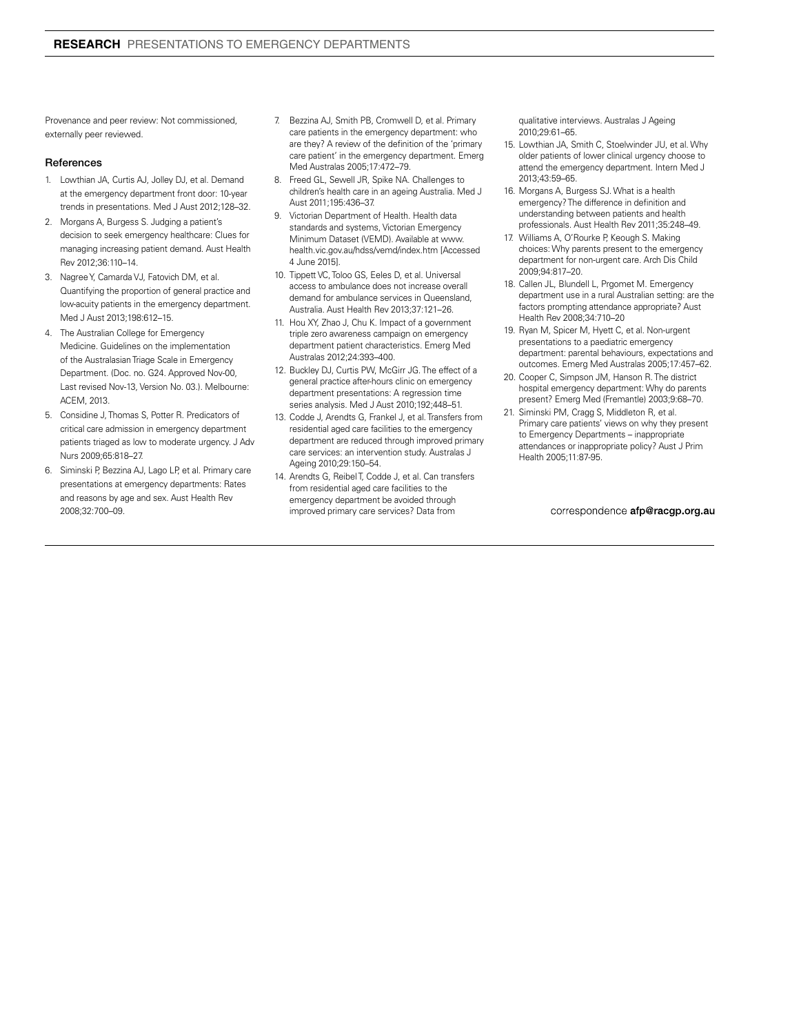Provenance and peer review: Not commissioned, externally peer reviewed.

## References

1. Lowthian JA, Curtis AJ, Jolley DJ, et al. Demand at the emergency department front door: 10-year trends in presentations. Med J Aust 2012;128–32.
2. Morgans A, Burgess S. Judging a patient's decision to seek emergency healthcare: Clues for managing increasing patient demand. Aust Health Rev 2012;36:110–14.
3. Nagree Y, Camarda VJ, Fatovich DM, et al. Quantifying the proportion of general practice and low-acuity patients in the emergency department. Med J Aust 2013;198:612–15.
4. The Australian College for Emergency Medicine. Guidelines on the implementation of the Australasian Triage Scale in Emergency Department. (Doc. no. G24. Approved Nov-00, Last revised Nov-13, Version No. 03.). Melbourne: ACEM, 2013.
5. Considine J, Thomas S, Potter R. Predicators of critical care admission in emergency department patients triaged as low to moderate urgency. J Adv Nurs 2009;65:818–27.
6. Siminski P, Bezzina AJ, Lago LP, et al. Primary care presentations at emergency departments: Rates and reasons by age and sex. Aust Health Rev 2008;32:700–09.
7. Bezzina AJ, Smith PB, Cromwell D, et al. Primary care patients in the emergency department: who are they? A review of the definition of the 'primary care patient' in the emergency department. Emerg Med Australas 2005;17:472–79.
8. Freed GL, Sewell JR, Spike NA. Challenges to children's health care in an ageing Australia. Med J Aust 2011;195:436–37.
9. Victorian Department of Health. Health data standards and systems, Victorian Emergency Minimum Dataset (VEMD). Available at www.health.vic.gov.au/hdss/vemd/index.htm [Accessed 4 June 2015].
10. Tippett VC, Toloo GS, Eeles D, et al. Universal access to ambulance does not increase overall demand for ambulance services in Queensland, Australia. Aust Health Rev 2013;37:121–26.
11. Hou XY, Zhao J, Chu K. Impact of a government triple zero awareness campaign on emergency department patient characteristics. Emerg Med Australas 2012;24:393–400.
12. Buckley DJ, Curtis PW, McGirr JG. The effect of a general practice after-hours clinic on emergency department presentations: A regression time series analysis. Med J Aust 2010;192;448–51.
13. Codde J, Arendts G, Frankel J, et al. Transfers from residential aged care facilities to the emergency department are reduced through improved primary care services: an intervention study. Australas J Ageing 2010;29:150–54.
14. Arendts G, Reibel T, Codde J, et al. Can transfers from residential aged care facilities to the emergency department be avoided through improved primary care services? Data from qualitative interviews. Australas J Ageing 2010;29:61–65.
15. Lowthian JA, Smith C, Stoelwinder JU, et al. Why older patients of lower clinical urgency choose to attend the emergency department. Intern Med J 2013;43:59–65.
16. Morgans A, Burgess SJ. What is a health emergency? The difference in definition and understanding between patients and health professionals. Aust Health Rev 2011;35:248–49.
17. Williams A, O'Rourke P, Keough S. Making choices: Why parents present to the emergency department for non-urgent care. Arch Dis Child 2009;94:817–20.
18. Callen JL, Blundell L, Prgomet M. Emergency department use in a rural Australian setting: are the factors prompting attendance appropriate? Aust Health Rev 2008;34:710–20
19. Ryan M, Spicer M, Hyett C, et al. Non-urgent presentations to a paediatric emergency department: parental behaviours, expectations and outcomes. Emerg Med Australas 2005;17:457–62.
20. Cooper C, Simpson JM, Hanson R. The district hospital emergency department: Why do parents present? Emerg Med (Fremantle) 2003;9:68–70.
21. Siminski PM, Cragg S, Middleton R, et al. Primary care patients' views on why they present to Emergency Departments – inappropriate attendances or inappropriate policy? Aust J Prim Health 2005;11:87-95.

correspondence **afp@racgp.org.au**